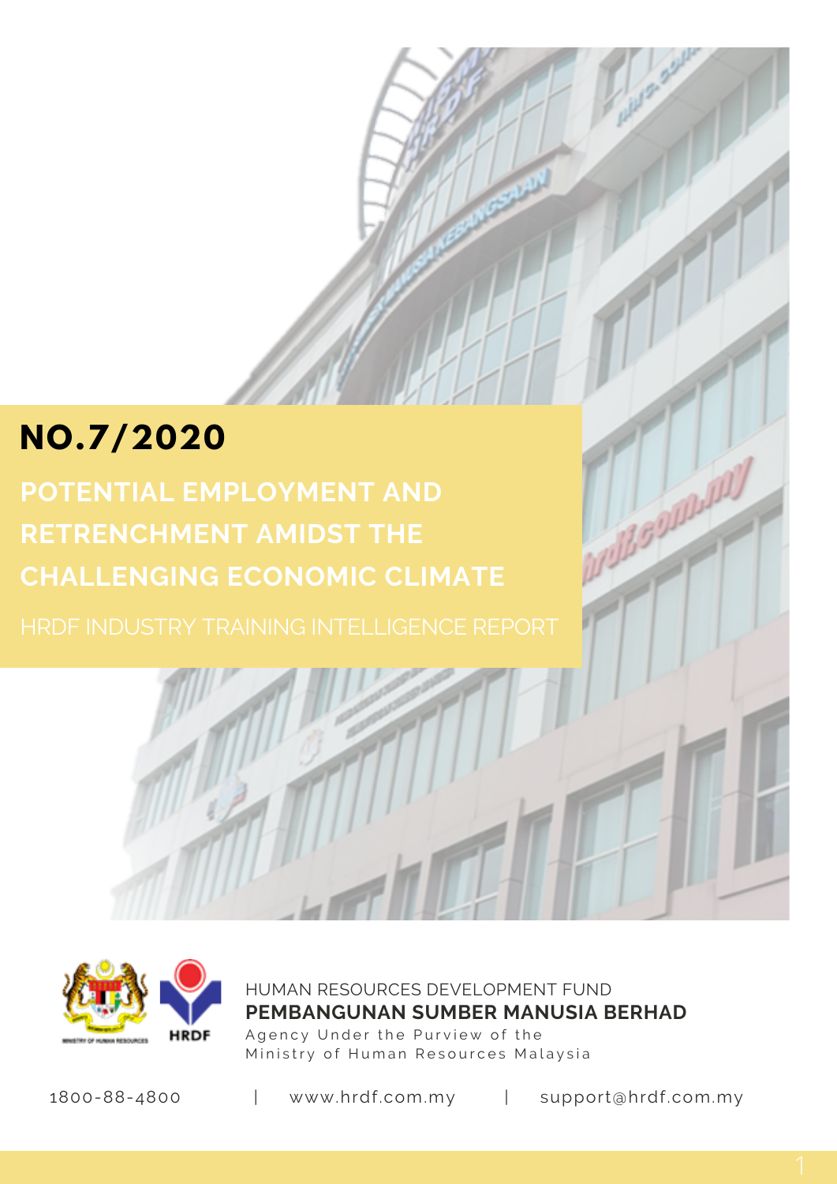# NO.7/2020

## POTENTIAL EMPLOYMENT AND RETRENCHMENT AMIDST THE CHALLENGING ECONOMIC CLIMATE

HRDF INDUSTRY TRAINING INTELLIGENCE REPORT

HUMAN RESOURCES DEVELOPMENT FUND

**PEMBANGUNAN SUMBER MANUSIA BERHAD**

Agency Under the Purview of the Ministry of Human Resources Malaysia

1800-88-4800 | www.hrdf.com.my | support@hrdf.com.my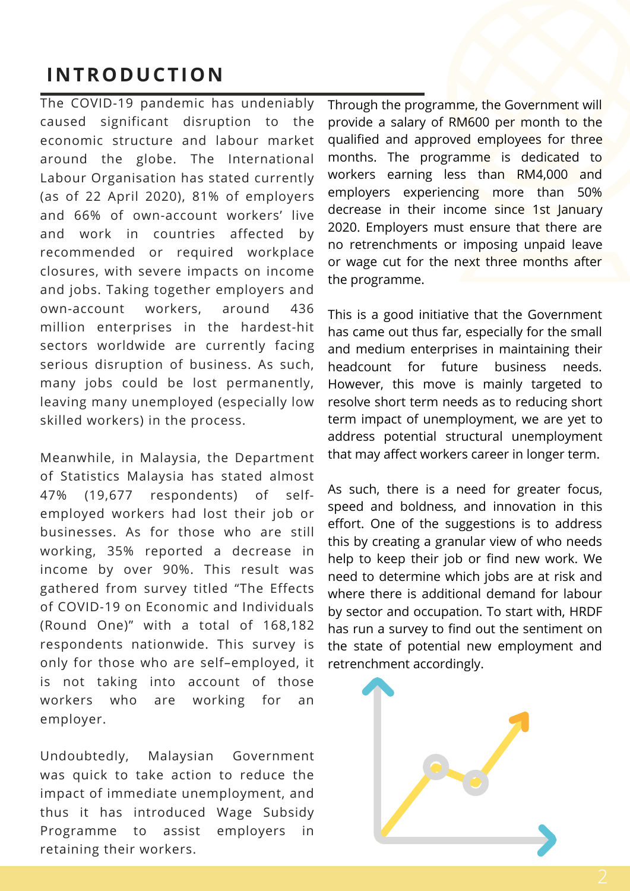# INTRODUCTION

The COVID-19 pandemic has undeniably caused significant disruption to the economic structure and labour market around the globe. The International Labour Organisation has stated currently (as of 22 April 2020), 81% of employers and 66% of own-account workers' live and work in countries affected by recommended or required workplace closures, with severe impacts on income and jobs. Taking together employers and own-account workers, around 436 million enterprises in the hardest-hit sectors worldwide are currently facing serious disruption of business. As such, many jobs could be lost permanently, leaving many unemployed (especially low skilled workers) in the process.

Meanwhile, in Malaysia, the Department of Statistics Malaysia has stated almost 47% (19,677 respondents) of self-employed workers had lost their job or businesses. As for those who are still working, 35% reported a decrease in income by over 90%. This result was gathered from survey titled "The Effects of COVID-19 on Economic and Individuals (Round One)" with a total of 168,182 respondents nationwide. This survey is only for those who are self–employed, it is not taking into account of those workers who are working for an employer.

Undoubtedly, Malaysian Government was quick to take action to reduce the impact of immediate unemployment, and thus it has introduced Wage Subsidy Programme to assist employers in retaining their workers.

Through the programme, the Government will provide a salary of RM600 per month to the qualified and approved employees for three months. The programme is dedicated to workers earning less than RM4,000 and employers experiencing more than 50% decrease in their income since 1st January 2020. Employers must ensure that there are no retrenchments or imposing unpaid leave or wage cut for the next three months after the programme.

This is a good initiative that the Government has came out thus far, especially for the small and medium enterprises in maintaining their headcount for future business needs. However, this move is mainly targeted to resolve short term needs as to reducing short term impact of unemployment, we are yet to address potential structural unemployment that may affect workers career in longer term.

As such, there is a need for greater focus, speed and boldness, and innovation in this effort. One of the suggestions is to address this by creating a granular view of who needs help to keep their job or find new work. We need to determine which jobs are at risk and where there is additional demand for labour by sector and occupation. To start with, HRDF has run a survey to find out the sentiment on the state of potential new employment and retrenchment accordingly.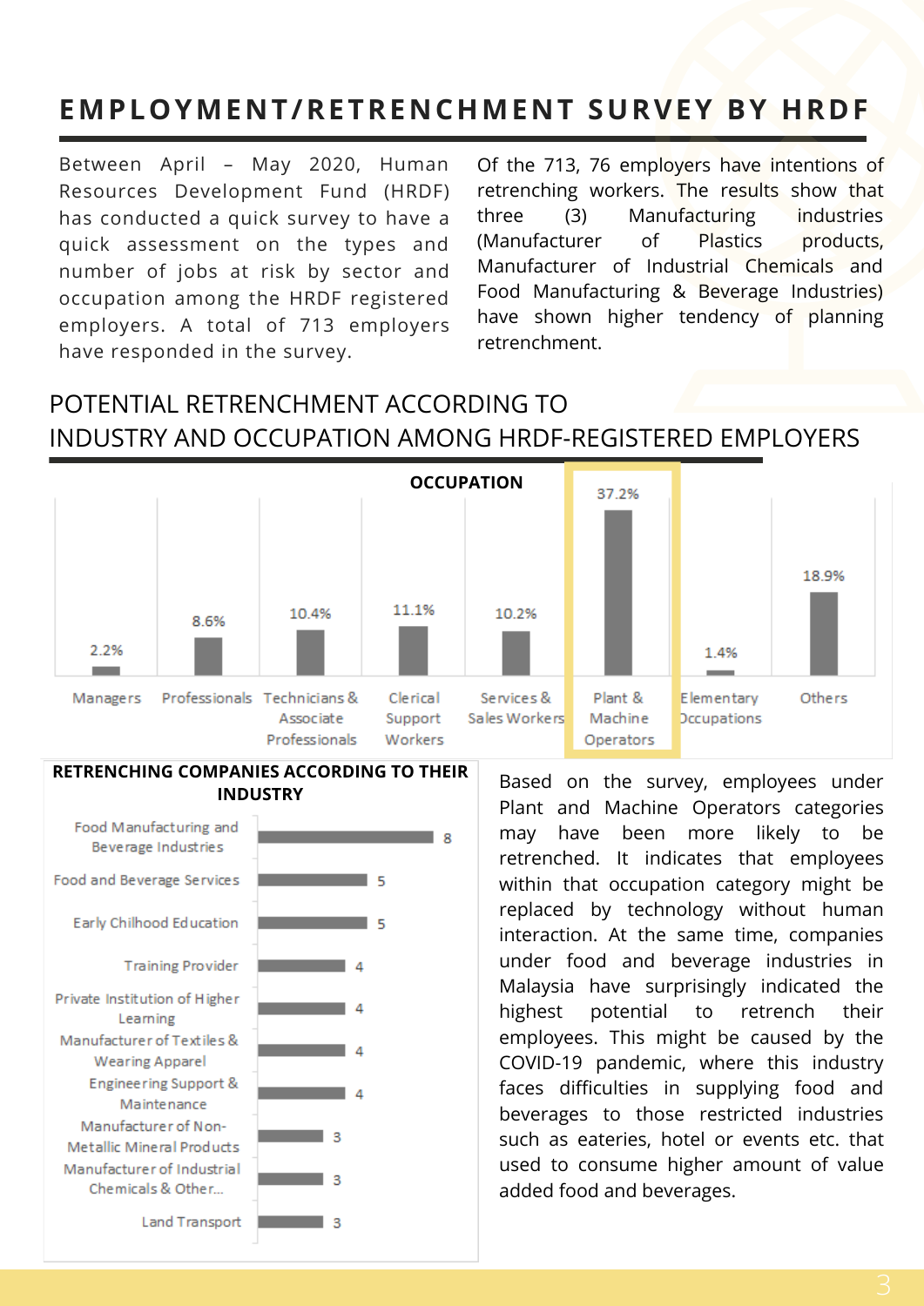# EMPLOYMENT/RETRENCHMENT SURVEY BY HRDF

Between April – May 2020, Human Resources Development Fund (HRDF) has conducted a quick survey to have a quick assessment on the types and number of jobs at risk by sector and occupation among the HRDF registered employers. A total of 713 employers have responded in the survey.

Of the 713, 76 employers have intentions of retrenching workers. The results show that three (3) Manufacturing industries (Manufacturer of Plastics products, Manufacturer of Industrial Chemicals and Food Manufacturing & Beverage Industries) have shown higher tendency of planning retrenchment.

## POTENTIAL RETRENCHMENT ACCORDING TO INDUSTRY AND OCCUPATION AMONG HRDF-REGISTERED EMPLOYERS

**OCCUPATION**

| Occupation | % |
|---|---|
| Managers | 2.2% |
| Professionals | 8.6% |
| Technicians & Associate Professionals | 10.4% |
| Clerical Support Workers | 11.1% |
| Services & Sales Workers | 10.2% |
| Plant & Machine Operators | 37.2% |
| Elementary Occupations | 1.4% |
| Others | 18.9% |

**RETRENCHING COMPANIES ACCORDING TO THEIR INDUSTRY**

| Industry | Number |
|---|---|
| Food Manufacturing and Beverage Industries | 8 |
| Food and Beverage Services | 5 |
| Early Chilhood Education | 5 |
| Training Provider | 4 |
| Private Institution of Higher Learning | 4 |
| Manufacturer of Textiles & Wearing Apparel | 4 |
| Engineering Support & Maintenance | 4 |
| Manufacturer of Non-Metallic Mineral Products | 3 |
| Manufacturer of Industrial Chemicals & Other... | 3 |
| Land Transport | 3 |

Based on the survey, employees under Plant and Machine Operators categories may have been more likely to be retrenched. It indicates that employees within that occupation category might be replaced by technology without human interaction. At the same time, companies under food and beverage industries in Malaysia have surprisingly indicated the highest potential to retrench their employees. This might be caused by the COVID-19 pandemic, where this industry faces difficulties in supplying food and beverages to those restricted industries such as eateries, hotel or events etc. that used to consume higher amount of value added food and beverages.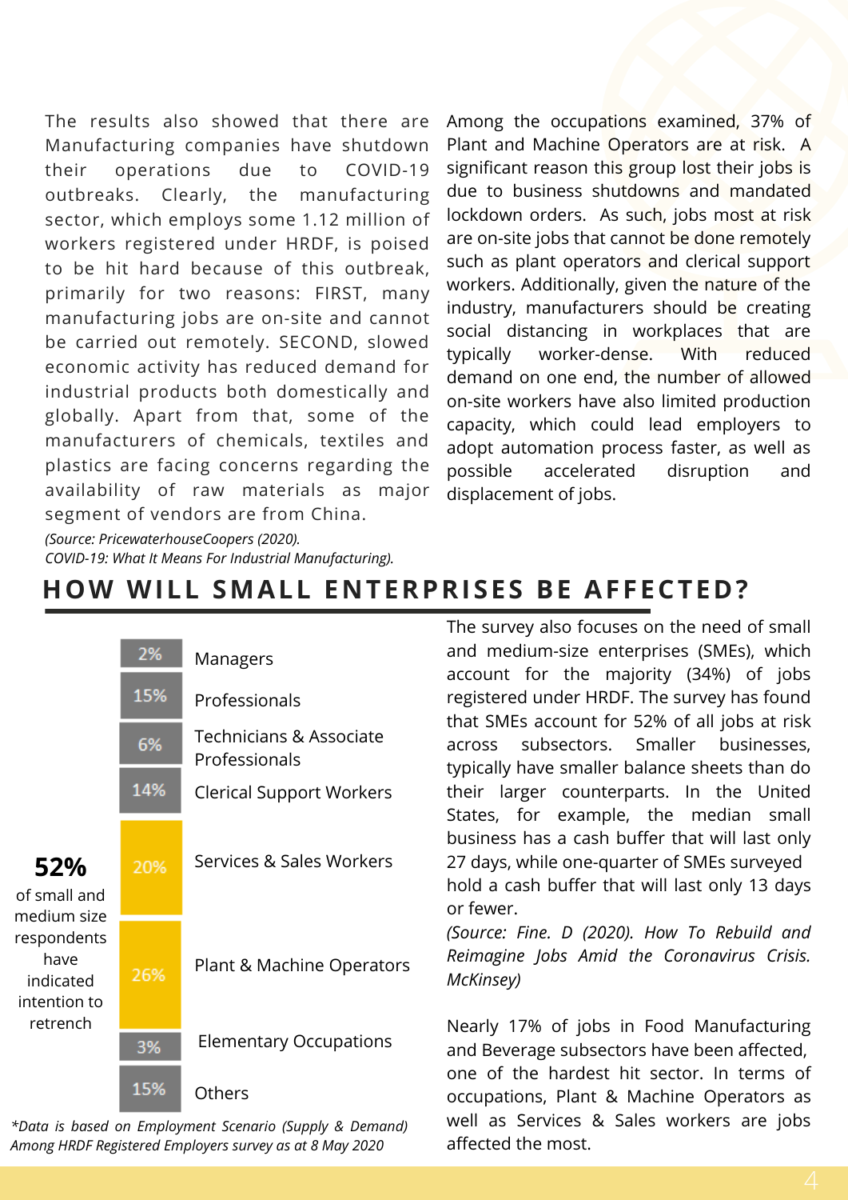The results also showed that there are Manufacturing companies have shutdown their operations due to COVID-19 outbreaks. Clearly, the manufacturing sector, which employs some 1.12 million of workers registered under HRDF, is poised to be hit hard because of this outbreak, primarily for two reasons: FIRST, many manufacturing jobs are on-site and cannot be carried out remotely. SECOND, slowed economic activity has reduced demand for industrial products both domestically and globally. Apart from that, some of the manufacturers of chemicals, textiles and plastics are facing concerns regarding the availability of raw materials as major segment of vendors are from China.

*(Source: PricewaterhouseCoopers (2020). COVID-19: What It Means For Industrial Manufacturing).*

Among the occupations examined, 37% of Plant and Machine Operators are at risk. A significant reason this group lost their jobs is due to business shutdowns and mandated lockdown orders. As such, jobs most at risk are on-site jobs that cannot be done remotely such as plant operators and clerical support workers. Additionally, given the nature of the industry, manufacturers should be creating social distancing in workplaces that are typically worker-dense. With reduced demand on one end, the number of allowed on-site workers have also limited production capacity, which could lead employers to adopt automation process faster, as well as possible accelerated disruption and displacement of jobs.

## HOW WILL SMALL ENTERPRISES BE AFFECTED?

**52%** of small and medium size respondents have indicated intention to retrench

| Share | Occupation |
|---|---|
| 2% | Managers |
| 15% | Professionals |
| 6% | Technicians & Associate Professionals |
| 14% | Clerical Support Workers |
| 20% | Services & Sales Workers |
| 26% | Plant & Machine Operators |
| 3% | Elementary Occupations |
| 15% | Others |

*\*Data is based on Employment Scenario (Supply & Demand) Among HRDF Registered Employers survey as at 8 May 2020*

The survey also focuses on the need of small and medium-size enterprises (SMEs), which account for the majority (34%) of jobs registered under HRDF. The survey has found that SMEs account for 52% of all jobs at risk across subsectors. Smaller businesses, typically have smaller balance sheets than do their larger counterparts. In the United States, for example, the median small business has a cash buffer that will last only 27 days, while one-quarter of SMEs surveyed hold a cash buffer that will last only 13 days or fewer.

*(Source: Fine. D (2020). How To Rebuild and Reimagine Jobs Amid the Coronavirus Crisis. McKinsey)*

Nearly 17% of jobs in Food Manufacturing and Beverage subsectors have been affected, one of the hardest hit sector. In terms of occupations, Plant & Machine Operators as well as Services & Sales workers are jobs affected the most.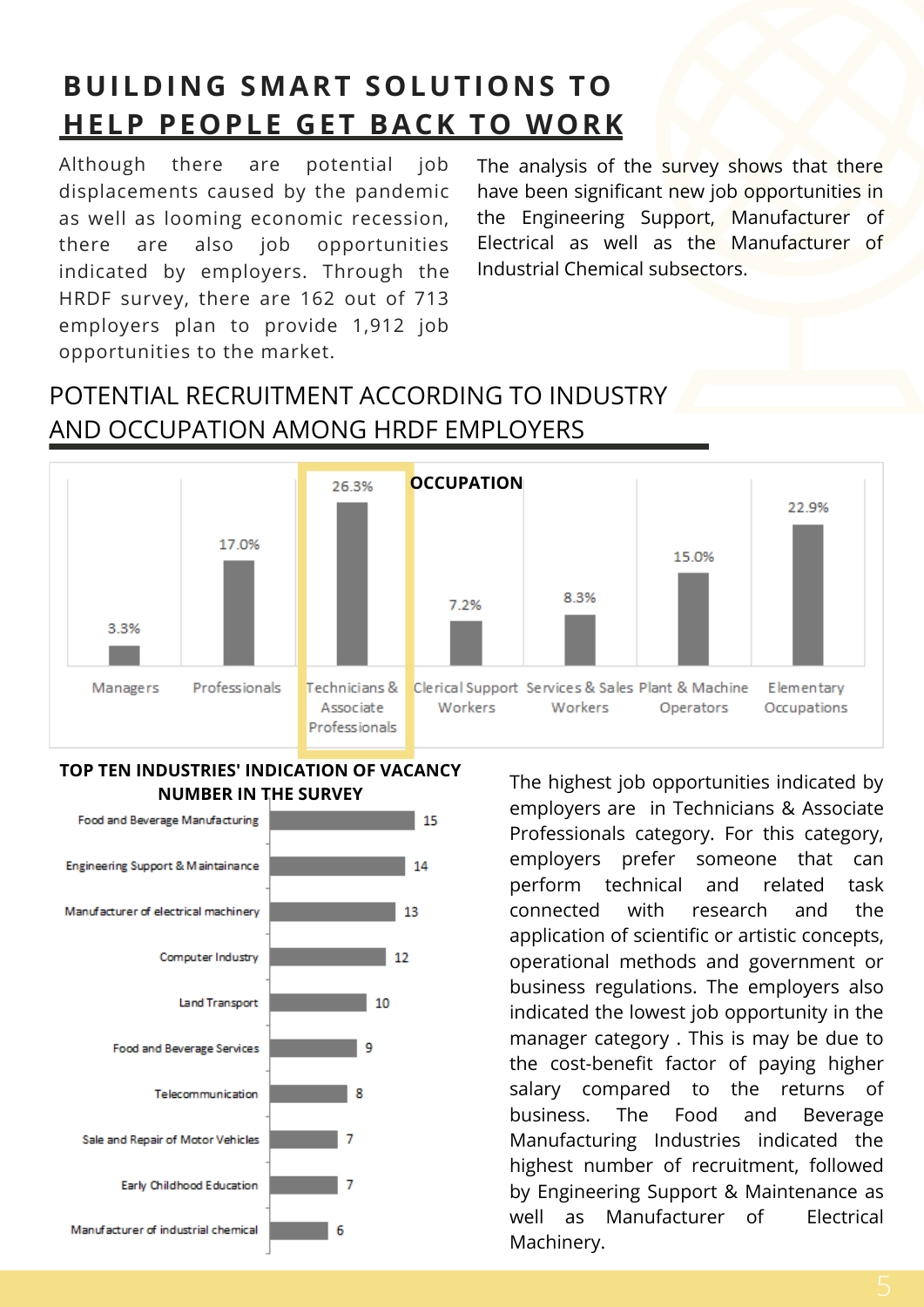# BUILDING SMART SOLUTIONS TO HELP PEOPLE GET BACK TO WORK

Although there are potential job displacements caused by the pandemic as well as looming economic recession, there are also job opportunities indicated by employers. Through the HRDF survey, there are 162 out of 713 employers plan to provide 1,912 job opportunities to the market.

The analysis of the survey shows that there have been significant new job opportunities in the Engineering Support, Manufacturer of Electrical as well as the Manufacturer of Industrial Chemical subsectors.

## POTENTIAL RECRUITMENT ACCORDING TO INDUSTRY AND OCCUPATION AMONG HRDF EMPLOYERS

**OCCUPATION**

| Occupation | Percentage |
|---|---|
| Managers | 3.3% |
| Professionals | 17.0% |
| Technicians & Associate Professionals | 26.3% |
| Clerical Support Workers | 7.2% |
| Services & Sales Workers | 8.3% |
| Plant & Machine Operators | 15.0% |
| Elementary Occupations | 22.9% |

**TOP TEN INDUSTRIES' INDICATION OF VACANCY NUMBER IN THE SURVEY**

| Industry | Vacancy Number |
|---|---|
| Food and Beverage Manufacturing | 15 |
| Engineering Support & Maintainance | 14 |
| Manufacturer of electrical machinery | 13 |
| Computer Industry | 12 |
| Land Transport | 10 |
| Food and Beverage Services | 9 |
| Telecommunication | 8 |
| Sale and Repair of Motor Vehicles | 7 |
| Early Childhood Education | 7 |
| Manufacturer of industrial chemical | 6 |

The highest job opportunities indicated by employers are in Technicians & Associate Professionals category. For this category, employers prefer someone that can perform technical and related task connected with research and the application of scientific or artistic concepts, operational methods and government or business regulations. The employers also indicated the lowest job opportunity in the manager category . This is may be due to the cost-benefit factor of paying higher salary compared to the returns of business. The Food and Beverage Manufacturing Industries indicated the highest number of recruitment, followed by Engineering Support & Maintenance as well as Manufacturer of Electrical Machinery.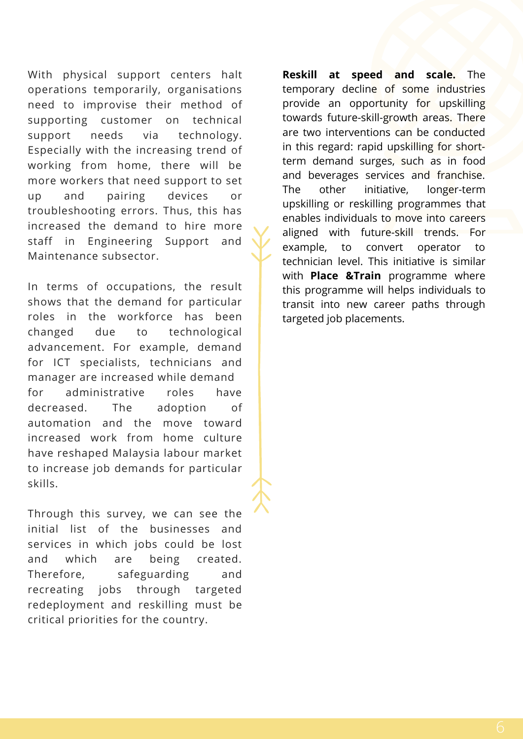With physical support centers halt operations temporarily, organisations need to improvise their method of supporting customer on technical support needs via technology. Especially with the increasing trend of working from home, there will be more workers that need support to set up and pairing devices or troubleshooting errors. Thus, this has increased the demand to hire more staff in Engineering Support and Maintenance subsector.

In terms of occupations, the result shows that the demand for particular roles in the workforce has been changed due to technological advancement. For example, demand for ICT specialists, technicians and manager are increased while demand for administrative roles have decreased. The adoption of automation and the move toward increased work from home culture have reshaped Malaysia labour market to increase job demands for particular skills.

Through this survey, we can see the initial list of the businesses and services in which jobs could be lost and which are being created. Therefore, safeguarding and recreating jobs through targeted redeployment and reskilling must be critical priorities for the country.

**Reskill at speed and scale.** The temporary decline of some industries provide an opportunity for upskilling towards future-skill-growth areas. There are two interventions can be conducted in this regard: rapid upskilling for short-term demand surges, such as in food and beverages services and franchise. The other initiative, longer-term upskilling or reskilling programmes that enables individuals to move into careers aligned with future-skill trends. For example, to convert operator to technician level. This initiative is similar with **Place &Train** programme where this programme will helps individuals to transit into new career paths through targeted job placements.